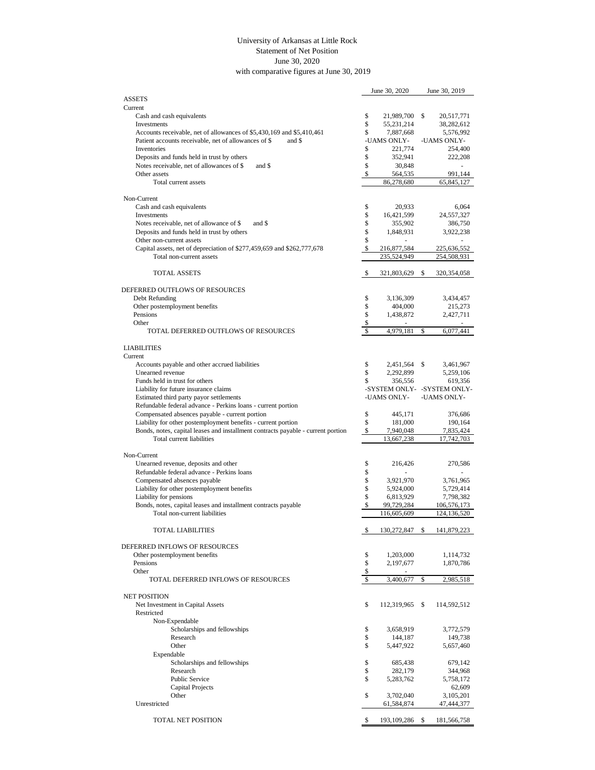# University of Arkansas at Little Rock
## Statement of Net Position
### June 30, 2020
### with comparative figures at June 30, 2019

| | June 30, 2020 | June 30, 2019 |
|---|---|---|
| **ASSETS** | | |
| Current | | |
| Cash and cash equivalents | $ 21,989,700 | $ 20,517,771 |
| Investments | $ 55,231,214 | 38,282,612 |
| Accounts receivable, net of allowances of $5,430,169 and $5,410,461 | $ 7,887,668 | 5,576,992 |
| Patient accounts receivable, net of allowances of $ and $ | -UAMS ONLY- | -UAMS ONLY- |
| Inventories | $ 221,774 | 254,400 |
| Deposits and funds held in trust by others | $ 352,941 | 222,208 |
| Notes receivable, net of allowances of $ and $ | $ 30,848 | - |
| Other assets | $ 564,535 | 991,144 |
| Total current assets | 86,278,680 | 65,845,127 |
| | | |
| Non-Current | | |
| Cash and cash equivalents | $ 20,933 | 6,064 |
| Investments | $ 16,421,599 | 24,557,327 |
| Notes receivable, net of allowance of $ and $ | $ 355,902 | 386,750 |
| Deposits and funds held in trust by others | $ 1,848,931 | 3,922,238 |
| Other non-current assets | $ - | - |
| Capital assets, net of depreciation of $277,459,659 and $262,777,678 | $ 216,877,584 | 225,636,552 |
| Total non-current assets | 235,524,949 | 254,508,931 |
| | | |
| TOTAL ASSETS | $ 321,803,629 | $ 320,354,058 |
| | | |
| **DEFERRED OUTFLOWS OF RESOURCES** | | |
| Debt Refunding | $ 3,136,309 | 3,434,457 |
| Other postemployment benefits | $ 404,000 | 215,273 |
| Pensions | $ 1,438,872 | 2,427,711 |
| Other | $ - | - |
| TOTAL DEFERRED OUTFLOWS OF RESOURCES | $ 4,979,181 | $ 6,077,441 |
| | | |
| **LIABILITIES** | | |
| Current | | |
| Accounts payable and other accrued liabilities | $ 2,451,564 | $ 3,461,967 |
| Unearned revenue | $ 2,292,899 | 5,259,106 |
| Funds held in trust for others | $ 356,556 | 619,356 |
| Liability for future insurance claims | -SYSTEM ONLY- | -SYSTEM ONLY- |
| Estimated third party payor settlements | -UAMS ONLY- | -UAMS ONLY- |
| Refundable federal advance - Perkins loans - current portion | | |
| Compensated absences payable - current portion | $ 445,171 | 376,686 |
| Liability for other postemployment benefits - current portion | $ 181,000 | 190,164 |
| Bonds, notes, capital leases and installment contracts payable - current portion | $ 7,940,048 | 7,835,424 |
| Total current liabilities | 13,667,238 | 17,742,703 |
| | | |
| Non-Current | | |
| Unearned revenue, deposits and other | $ 216,426 | 270,586 |
| Refundable federal advance - Perkins loans | $ - | - |
| Compensated absences payable | $ 3,921,970 | 3,761,965 |
| Liability for other postemployment benefits | $ 5,924,000 | 5,729,414 |
| Liability for pensions | $ 6,813,929 | 7,798,382 |
| Bonds, notes, capital leases and installment contracts payable | $ 99,729,284 | 106,576,173 |
| Total non-current liabilities | 116,605,609 | 124,136,520 |
| | | |
| TOTAL LIABILITIES | $ 130,272,847 | $ 141,879,223 |
| | | |
| **DEFERRED INFLOWS OF RESOURCES** | | |
| Other postemployment benefits | $ 1,203,000 | 1,114,732 |
| Pensions | $ 2,197,677 | 1,870,786 |
| Other | $ - | |
| TOTAL DEFERRED INFLOWS OF RESOURCES | $ 3,400,677 | $ 2,985,518 |
| | | |
| **NET POSITION** | | |
| Net Investment in Capital Assets | $ 112,319,965 | $ 114,592,512 |
| Restricted | | |
| Non-Expendable | | |
| Scholarships and fellowships | $ 3,658,919 | 3,772,579 |
| Research | $ 144,187 | 149,738 |
| Other | $ 5,447,922 | 5,657,460 |
| Expendable | | |
| Scholarships and fellowships | $ 685,438 | 679,142 |
| Research | $ 282,179 | 344,968 |
| Public Service | $ 5,283,762 | 5,758,172 |
| Capital Projects | | 62,609 |
| Other | $ 3,702,040 | 3,105,201 |
| Unrestricted | 61,584,874 | 47,444,377 |
| | | |
| TOTAL NET POSITION | $ 193,109,286 | $ 181,566,758 |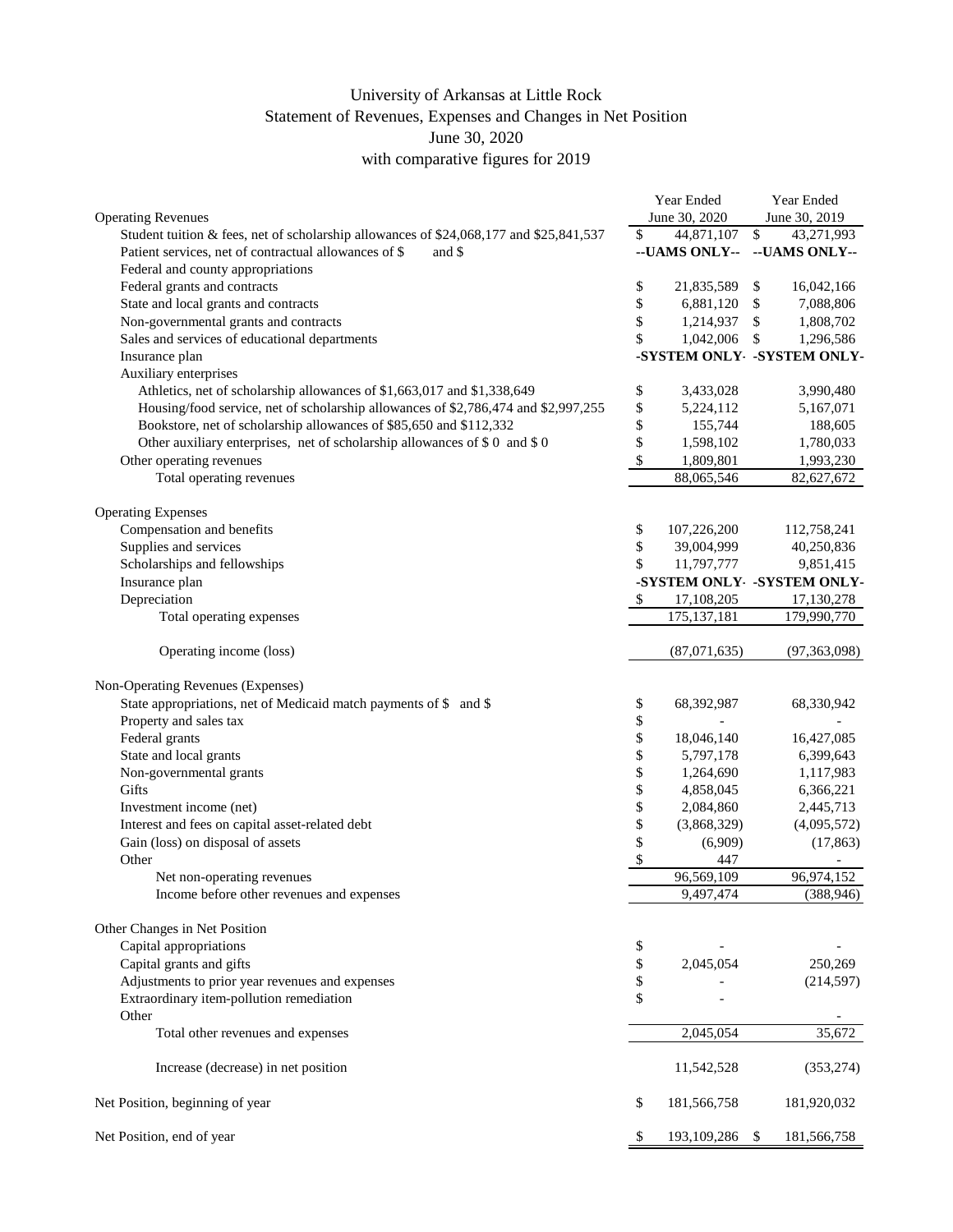# University of Arkansas at Little Rock
## Statement of Revenues, Expenses and Changes in Net Position
## June 30, 2020
## with comparative figures for 2019

| | Year Ended June 30, 2020 | Year Ended June 30, 2019 |
|---|---|---|
| **Operating Revenues** | | |
| Student tuition & fees, net of scholarship allowances of $24,068,177 and $25,841,537 | $ 44,871,107 | $ 43,271,993 |
| Patient services, net of contractual allowances of $ and $ | --UAMS ONLY-- | --UAMS ONLY-- |
| Federal and county appropriations | | |
| Federal grants and contracts | $ 21,835,589 | $ 16,042,166 |
| State and local grants and contracts | $ 6,881,120 | $ 7,088,806 |
| Non-governmental grants and contracts | $ 1,214,937 | $ 1,808,702 |
| Sales and services of educational departments | $ 1,042,006 | $ 1,296,586 |
| Insurance plan | -SYSTEM ONLY- | -SYSTEM ONLY- |
| Auxiliary enterprises | | |
| Athletics, net of scholarship allowances of $1,663,017 and $1,338,649 | $ 3,433,028 | 3,990,480 |
| Housing/food service, net of scholarship allowances of $2,786,474 and $2,997,255 | $ 5,224,112 | 5,167,071 |
| Bookstore, net of scholarship allowances of $85,650 and $112,332 | $ 155,744 | 188,605 |
| Other auxiliary enterprises, net of scholarship allowances of $ 0 and $ 0 | $ 1,598,102 | 1,780,033 |
| Other operating revenues | $ 1,809,801 | 1,993,230 |
| Total operating revenues | 88,065,546 | 82,627,672 |
| **Operating Expenses** | | |
| Compensation and benefits | $ 107,226,200 | 112,758,241 |
| Supplies and services | $ 39,004,999 | 40,250,836 |
| Scholarships and fellowships | $ 11,797,777 | 9,851,415 |
| Insurance plan | -SYSTEM ONLY- | -SYSTEM ONLY- |
| Depreciation | $ 17,108,205 | 17,130,278 |
| Total operating expenses | 175,137,181 | 179,990,770 |
| Operating income (loss) | (87,071,635) | (97,363,098) |
| **Non-Operating Revenues (Expenses)** | | |
| State appropriations, net of Medicaid match payments of $ and $ | $ 68,392,987 | 68,330,942 |
| Property and sales tax | $ - | - |
| Federal grants | $ 18,046,140 | 16,427,085 |
| State and local grants | $ 5,797,178 | 6,399,643 |
| Non-governmental grants | $ 1,264,690 | 1,117,983 |
| Gifts | $ 4,858,045 | 6,366,221 |
| Investment income (net) | $ 2,084,860 | 2,445,713 |
| Interest and fees on capital asset-related debt | $ (3,868,329) | (4,095,572) |
| Gain (loss) on disposal of assets | $ (6,909) | (17,863) |
| Other | $ 447 | - |
| Net non-operating revenues | 96,569,109 | 96,974,152 |
| Income before other revenues and expenses | 9,497,474 | (388,946) |
| **Other Changes in Net Position** | | |
| Capital appropriations | $ - | - |
| Capital grants and gifts | $ 2,045,054 | 250,269 |
| Adjustments to prior year revenues and expenses | $ - | (214,597) |
| Extraordinary item-pollution remediation | $ - | |
| Other | | - |
| Total other revenues and expenses | 2,045,054 | 35,672 |
| Increase (decrease) in net position | 11,542,528 | (353,274) |
| Net Position, beginning of year | $ 181,566,758 | 181,920,032 |
| Net Position, end of year | $ 193,109,286 | $ 181,566,758 |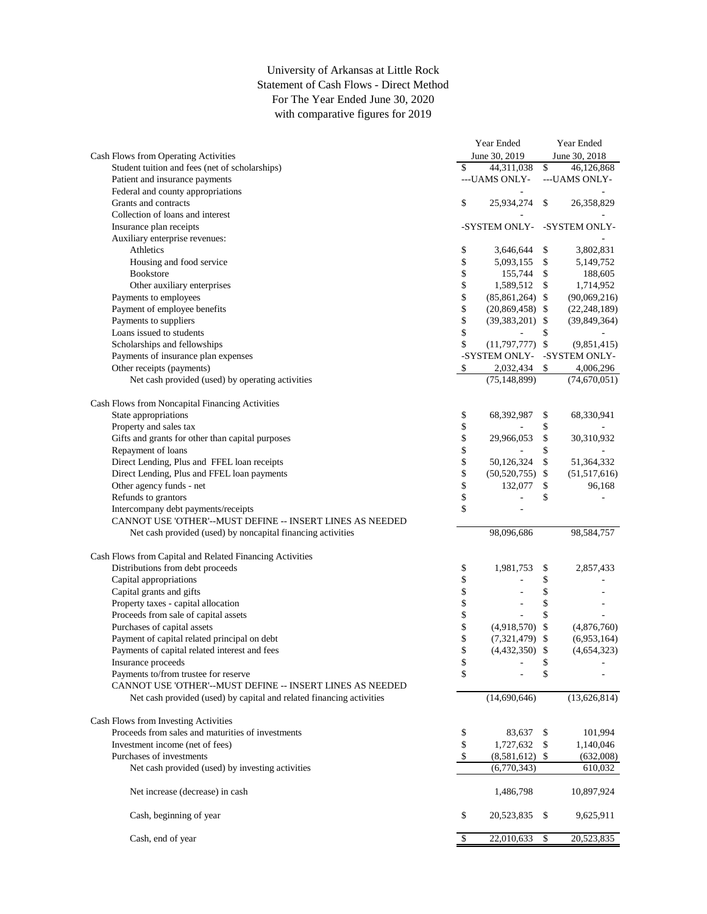# University of Arkansas at Little Rock
## Statement of Cash Flows - Direct Method
### For The Year Ended June 30, 2020
### with comparative figures for 2019

| | Year Ended June 30, 2019 | Year Ended June 30, 2018 |
|---|---|---|
| **Cash Flows from Operating Activities** | | |
| Student tuition and fees (net of scholarships) | $ 44,311,038 | $ 46,126,868 |
| Patient and insurance payments | ---UAMS ONLY- | ---UAMS ONLY- |
| Federal and county appropriations | - | - |
| Grants and contracts | $ 25,934,274 | $ 26,358,829 |
| Collection of loans and interest | - | - |
| Insurance plan receipts | -SYSTEM ONLY- | -SYSTEM ONLY- |
| Auxiliary enterprise revenues: | | - |
| Athletics | $ 3,646,644 | $ 3,802,831 |
| Housing and food service | $ 5,093,155 | $ 5,149,752 |
| Bookstore | $ 155,744 | $ 188,605 |
| Other auxiliary enterprises | $ 1,589,512 | $ 1,714,952 |
| Payments to employees | $ (85,861,264) | $ (90,069,216) |
| Payment of employee benefits | $ (20,869,458) | $ (22,248,189) |
| Payments to suppliers | $ (39,383,201) | $ (39,849,364) |
| Loans issued to students | $ - | $ - |
| Scholarships and fellowships | $ (11,797,777) | $ (9,851,415) |
| Payments of insurance plan expenses | -SYSTEM ONLY- | -SYSTEM ONLY- |
| Other receipts (payments) | $ 2,032,434 | $ 4,006,296 |
| Net cash provided (used) by operating activities | (75,148,899) | (74,670,051) |
| **Cash Flows from Noncapital Financing Activities** | | |
| State appropriations | $ 68,392,987 | $ 68,330,941 |
| Property and sales tax | $ - | $ - |
| Gifts and grants for other than capital purposes | $ 29,966,053 | $ 30,310,932 |
| Repayment of loans | $ - | $ - |
| Direct Lending, Plus and FFEL loan receipts | $ 50,126,324 | $ 51,364,332 |
| Direct Lending, Plus and FFEL loan payments | $ (50,520,755) | $ (51,517,616) |
| Other agency funds - net | $ 132,077 | $ 96,168 |
| Refunds to grantors | $ - | $ - |
| Intercompany debt payments/receipts | $ - | |
| CANNOT USE 'OTHER'--MUST DEFINE -- INSERT LINES AS NEEDED | | |
| Net cash provided (used) by noncapital financing activities | 98,096,686 | 98,584,757 |
| **Cash Flows from Capital and Related Financing Activities** | | |
| Distributions from debt proceeds | $ 1,981,753 | $ 2,857,433 |
| Capital appropriations | $ - | $ - |
| Capital grants and gifts | $ - | $ - |
| Property taxes - capital allocation | $ - | $ - |
| Proceeds from sale of capital assets | $ - | $ - |
| Purchases of capital assets | $ (4,918,570) | $ (4,876,760) |
| Payment of capital related principal on debt | $ (7,321,479) | $ (6,953,164) |
| Payments of capital related interest and fees | $ (4,432,350) | $ (4,654,323) |
| Insurance proceeds | $ - | $ - |
| Payments to/from trustee for reserve | $ - | $ - |
| CANNOT USE 'OTHER'--MUST DEFINE -- INSERT LINES AS NEEDED | | |
| Net cash provided (used) by capital and related financing activities | (14,690,646) | (13,626,814) |
| **Cash Flows from Investing Activities** | | |
| Proceeds from sales and maturities of investments | $ 83,637 | $ 101,994 |
| Investment income (net of fees) | $ 1,727,632 | $ 1,140,046 |
| Purchases of investments | $ (8,581,612) | $ (632,008) |
| Net cash provided (used) by investing activities | (6,770,343) | 610,032 |
| Net increase (decrease) in cash | 1,486,798 | 10,897,924 |
| Cash, beginning of year | $ 20,523,835 | $ 9,625,911 |
| Cash, end of year | $ 22,010,633 | $ 20,523,835 |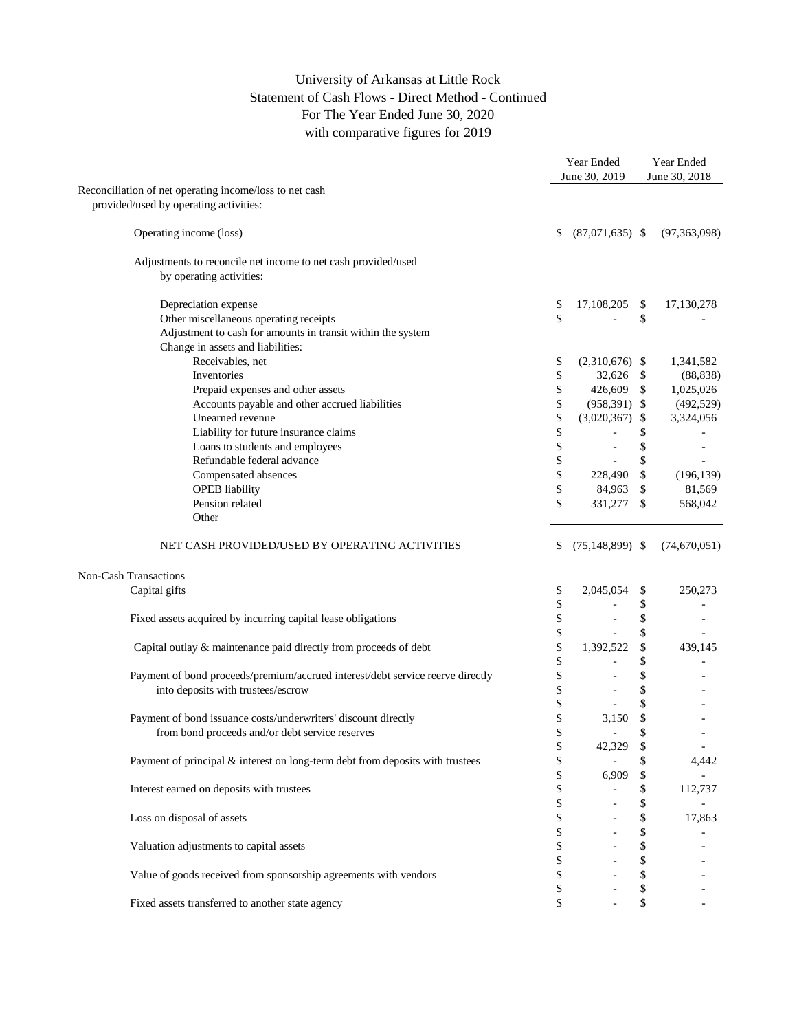University of Arkansas at Little Rock
Statement of Cash Flows - Direct Method - Continued
For The Year Ended June 30, 2020
with comparative figures for 2019

| | Year Ended June 30, 2019 | Year Ended June 30, 2018 |
|---|---|---|
| Reconciliation of net operating income/loss to net cash provided/used by operating activities: | | |
| Operating income (loss) | $ (87,071,635) | $ (97,363,098) |
| Adjustments to reconcile net income to net cash provided/used by operating activities: | | |
| Depreciation expense | $ 17,108,205 | $ 17,130,278 |
| Other miscellaneous operating receipts | $ - | $ - |
| Adjustment to cash for amounts in transit within the system | | |
| Change in assets and liabilities: | | |
| Receivables, net | $ (2,310,676) | $ 1,341,582 |
| Inventories | $ 32,626 | $ (88,838) |
| Prepaid expenses and other assets | $ 426,609 | $ 1,025,026 |
| Accounts payable and other accrued liabilities | $ (958,391) | $ (492,529) |
| Unearned revenue | $ (3,020,367) | $ 3,324,056 |
| Liability for future insurance claims | $ - | $ - |
| Loans to students and employees | $ - | $ - |
| Refundable federal advance | $ - | $ - |
| Compensated absences | $ 228,490 | $ (196,139) |
| OPEB liability | $ 84,963 | $ 81,569 |
| Pension related | $ 331,277 | $ 568,042 |
| Other | | |
| NET CASH PROVIDED/USED BY OPERATING ACTIVITIES | $ (75,148,899) | $ (74,670,051) |
| Non-Cash Transactions | | |
| Capital gifts | $ 2,045,054 | $ 250,273 |
| | $ - | $ - |
| Fixed assets acquired by incurring capital lease obligations | $ - | $ - |
| | $ - | $ - |
| Capital outlay & maintenance paid directly from proceeds of debt | $ 1,392,522 | $ 439,145 |
| | $ - | $ - |
| Payment of bond proceeds/premium/accrued interest/debt service reerve directly | $ - | $ - |
| into deposits with trustees/escrow | $ - | $ - |
| | $ - | $ - |
| Payment of bond issuance costs/underwriters' discount directly | $ 3,150 | $ - |
| from bond proceeds and/or debt service reserves | $ - | $ - |
| | $ 42,329 | $ - |
| Payment of principal & interest on long-term debt from deposits with trustees | $ - | $ 4,442 |
| | $ 6,909 | $ - |
| Interest earned on deposits with trustees | $ - | $ 112,737 |
| | $ - | $ - |
| Loss on disposal of assets | $ - | $ 17,863 |
| | $ - | $ - |
| Valuation adjustments to capital assets | $ - | $ - |
| | $ - | $ - |
| Value of goods received from sponsorship agreements with vendors | $ - | $ - |
| | $ - | $ - |
| Fixed assets transferred to another state agency | $ - | $ - |